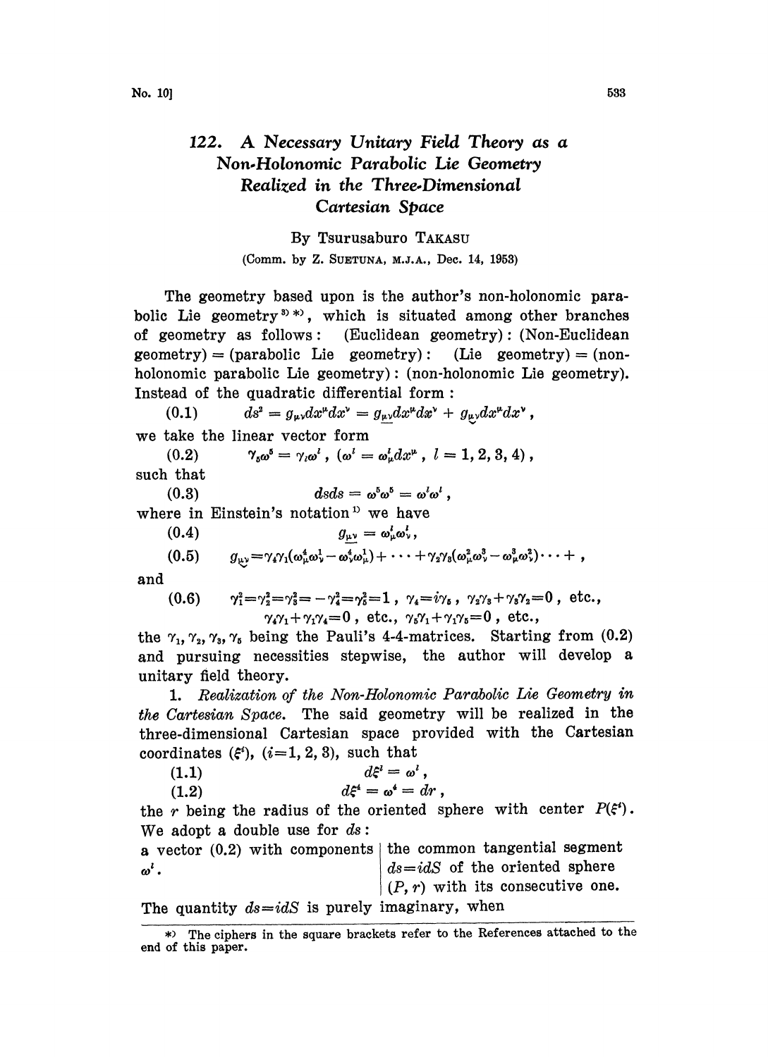# 122. A Necessary Unitary Field Theory as a Non-Holonomic Parabolic Lie Geometry Realized in the Three-Dimensional Cartesian Space

By Tsurusaburo TAKASU

(Comm. by Z. SUETUNA, M.J.A., Dec. 14, 1953)

The geometry based upon is the author's non-holonomic parabolic Lie geometry[3)*)], which is situated among other branches of geometry as follows: (Euclidean geometry): (Non-Euclidean geometry) = (parabolic Lie geometry): (Lie geometry) = (non-holonomic parabolic Lie geometry): (non-holonomic Lie geometry). Instead of the quadratic differential form:

$$(0.1) \qquad ds^2 = g_{\mu\nu}dx^\mu dx^\nu = g_{\underline{\mu\nu}}dx^\mu dx^\nu + g_{\underset{\vee}{\mu\nu}}dx^\mu dx^\nu,$$

we take the linear vector form

$$(0.2) \qquad \gamma_5\omega^5 = \gamma_l\omega^l, \ (\omega^l = \omega^l_\mu dx^\mu, \ l = 1, 2, 3, 4),$$

such that

$$(0.3) \qquad dsds = \omega^5\omega^5 = \omega^l\omega^l,$$

where in Einstein's notation[1)] we have

$$(0.4) \qquad g_{\underline{\mu\nu}} = \omega^l_\mu\omega^l_\nu,$$

$$(0.5) \qquad g_{\underset{\vee}{\mu\nu}} = \gamma_4\gamma_1(\omega^4_\mu\omega^1_\nu - \omega^4_\nu\omega^1_\mu) + \cdots + \gamma_2\gamma_3(\omega^2_\mu\omega^3_\nu - \omega^3_\mu\omega^2_\nu)\cdots+,$$

and

$$(0.6) \qquad \gamma_1^2 = \gamma_2^2 = \gamma_3^2 = -\gamma_4^2 = \gamma_5^2 = 1, \ \gamma_4 = i\gamma_5, \ \gamma_2\gamma_3 + \gamma_3\gamma_2 = 0, \text{ etc.},$$
$$\gamma_4\gamma_1 + \gamma_1\gamma_4 = 0, \text{ etc.}, \ \gamma_5\gamma_1 + \gamma_1\gamma_5 = 0, \text{ etc.},$$

the $\gamma_1, \gamma_2, \gamma_3, \gamma_5$ being the Pauli's 4-4-matrices. Starting from (0.2) and pursuing necessities stepwise, the author will develop a unitary field theory.

**1.** *Realization of the Non-Holonomic Parabolic Lie Geometry in the Cartesian Space.* The said geometry will be realized in the three-dimensional Cartesian space provided with the Cartesian coordinates $(\xi^i)$, $(i = 1, 2, 3)$, such that

$$(1.1) \qquad d\xi^l = \omega^l,$$

$$(1.2) \qquad d\xi^4 = \omega^4 = dr,$$

the $r$ being the radius of the oriented sphere with center $P(\xi^i)$. We adopt a double use for $ds$:

| a vector (0.2) with components $\omega^l$. | the common tangential segment $ds = idS$ of the oriented sphere $(P, r)$ with its consecutive one. |
|---|---|

The quantity $ds = idS$ is purely imaginary, when

*) The ciphers in the square brackets refer to the References attached to the end of this paper.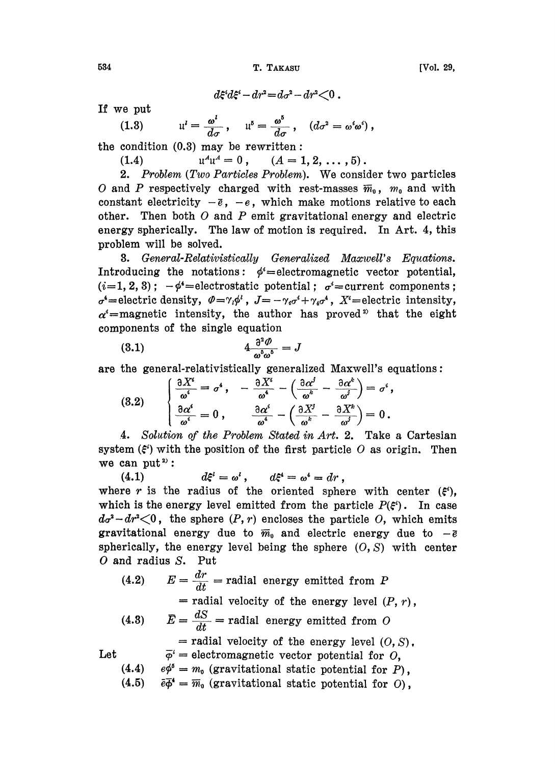$$d\xi^i d\xi^i - dr^2 = d\sigma^2 - dr^2 < 0 .$$

If we put

$$\text{(1.3)} \qquad u^i = \frac{\omega^i}{d\sigma}, \quad u^5 = \frac{\omega^5}{d\sigma}, \quad (d\sigma^2 = \omega^i \omega^i),$$

the condition (0.3) may be rewritten:

$$\text{(1.4)} \qquad u^A u^A = 0, \qquad (A = 1, 2, \ldots, 5).$$

2. *Problem (Two Particles Problem).* We consider two particles $O$ and $P$ respectively charged with rest-masses $\bar{m}_0$, $m_0$ and with constant electricity $-\bar{e}$, $-e$, which make motions relative to each other. Then both $O$ and $P$ emit gravitational energy and electric energy spherically. The law of motion is required. In Art. 4, this problem will be solved.

3. *General-Relativistically Generalized Maxwell's Equations.* Introducing the notations: $\phi^i$=electromagnetic vector potential, $(i=1, 2, 3)$; $-\phi^4$=electrostatic potential; $\sigma^i$=current components; $\sigma^4$=electric density, $\Phi = \gamma_i \phi^i$, $J = -\gamma_i \sigma^i + \gamma_4 \sigma^4$, $X^i$=electric intensity, $\alpha^i$=magnetic intensity, the author has proved[2] that the eight components of the single equation

$$\text{(3.1)} \qquad 4\frac{\partial^2 \Phi}{\omega^5 \omega^5} = J$$

are the general-relativistically generalized Maxwell's equations:

$$\text{(3.2)} \qquad \begin{cases} \dfrac{\partial X^i}{\omega^i} = \sigma^4, & -\dfrac{\partial X^i}{\omega^4} - \left(\dfrac{\partial \alpha^j}{\omega^k} - \dfrac{\partial \alpha^k}{\omega^j}\right) = \sigma^i, \\[2ex] \dfrac{\partial \alpha^i}{\omega^i} = 0, & \dfrac{\partial \alpha^i}{\omega^4} - \left(\dfrac{\partial X^j}{\omega^k} - \dfrac{\partial X^k}{\omega^j}\right) = 0. \end{cases}$$

4. *Solution of the Problem Stated in Art.* 2. Take a Cartesian system $(\xi^i)$ with the position of the first particle $O$ as origin. Then we can put[2]:

$$\text{(4.1)} \qquad d\xi^i = \omega^i, \quad d\xi^4 = \omega^4 = dr,$$

where $r$ is the radius of the oriented sphere with center $(\xi^i)$, which is the energy level emitted from the particle $P(\xi^i)$. In case $d\sigma^2 - dr^2 < 0$, the sphere $(P, r)$ encloses the particle $O$, which emits gravitational energy due to $\bar{m}_0$ and electric energy due to $-\bar{e}$ spherically, the energy level being the sphere $(O, S)$ with center $O$ and radius $S$. Put

$$\text{(4.2)} \qquad E = \frac{dr}{dt} = \text{radial energy emitted from } P$$

$$= \text{radial velocity of the energy level } (P, r),$$

$$\text{(4.3)} \qquad \bar{E} = \frac{dS}{dt} = \text{radial energy emitted from } O$$

$$= \text{radial velocity of the energy level } (O, S).$$

Let $\quad \bar{\varphi}^i$ = electromagnetic vector potential for $O$,

$$\text{(4.4)} \qquad e\phi^5 = m_0 \text{ (gravitational static potential for } P),$$

$$\text{(4.5)} \qquad \bar{e}\bar{\phi}^4 = \bar{m}_0 \text{ (gravitational static potential for } O),$$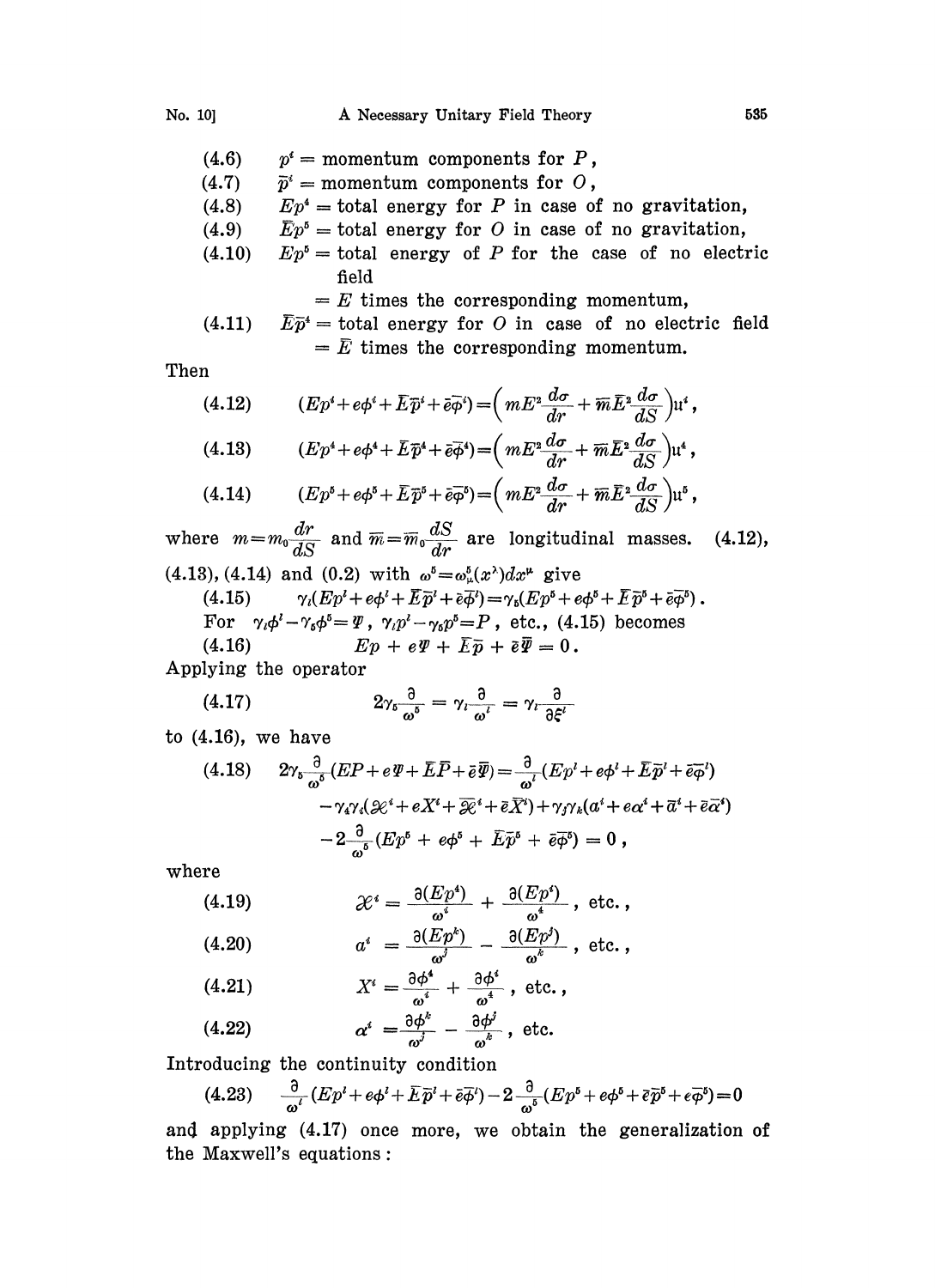(4.6) $p^i$ = momentum components for $P$,

(4.7) $\bar{p}^i$ = momentum components for $O$,

(4.8) $Ep^4$ = total energy for $P$ in case of no gravitation,

(4.9) $\bar{E}\bar{p}^5$ = total energy for $O$ in case of no gravitation,

(4.10) $Ep^5$ = total energy of $P$ for the case of no electric field
= $E$ times the corresponding momentum,

(4.11) $\bar{E}\bar{p}^4$ = total energy for $O$ in case of no electric field
= $\bar{E}$ times the corresponding momentum.

Then

$$(4.12) \qquad (Ep^i + e\phi^i + \bar{E}\bar{p}^i + \bar{e}\bar{\varphi}^i) = \left( mE^2 \frac{d\sigma}{dr} + \bar{m}\bar{E}^2 \frac{d\sigma}{dS} \right) u^i ,$$

$$(4.13) \qquad (Ep^4 + e\phi^4 + \bar{E}\bar{p}^4 + \bar{e}\bar{\varphi}^4) = \left( mE^2 \frac{d\sigma}{dr} + \bar{m}\bar{E}^2 \frac{d\sigma}{dS} \right) u^4 ,$$

$$(4.14) \qquad (Ep^5 + e\phi^5 + \bar{E}\bar{p}^5 + \bar{e}\bar{\varphi}^5) = \left( mE^2 \frac{d\sigma}{dr} + \bar{m}\bar{E}^2 \frac{d\sigma}{dS} \right) u^5 ,$$

where $m = m_0 \frac{dr}{dS}$ and $\bar{m} = \bar{m}_0 \frac{dS}{dr}$ are longitudinal masses. (4.12), (4.13), (4.14) and (0.2) with $\omega^5 = \omega^5_\mu(x^\lambda)dx^\mu$ give

$$(4.15) \qquad \gamma_l(Ep^l + e\phi^l + \bar{E}\bar{p}^l + \bar{e}\bar{\phi}^l) = \gamma_5(Ep^5 + e\phi^5 + \bar{E}\bar{p}^5 + \bar{e}\bar{\varphi}^5) .$$

For $\gamma_l\phi^l - \gamma_5\phi^5 = \Psi$, $\gamma_l p^l - \gamma_5 p^5 = P$, etc., (4.15) becomes

$$(4.16) \qquad Ep + e\Psi + \bar{E}\bar{p} + \bar{e}\bar{\Psi} = 0 .$$

Applying the operator

$$(4.17) \qquad 2\gamma_5 \frac{\partial}{\omega^5} = \gamma_l \frac{\partial}{\omega^l} = \gamma_l \frac{\partial}{\partial \xi^l}$$

to (4.16), we have

$$(4.18) \qquad 2\gamma_5 \frac{\partial}{\omega^5}(EP + e\Psi + \bar{E}\bar{P} + \bar{e}\bar{\Psi}) = \frac{\partial}{\omega^l}(Ep^l + e\phi^l + \bar{E}\bar{p}^l + \bar{e}\bar{\varphi}^l)$$
$$- \gamma_4\gamma_i(\mathcal{X}^i + eX^i + \bar{\mathcal{X}}^i + \bar{e}\bar{X}^i) + \gamma_j\gamma_k(a^i + e\alpha^i + \bar{a}^i + \bar{e}\bar{\alpha}^i)$$
$$- 2\frac{\partial}{\omega^5}(Ep^5 + e\phi^5 + \bar{E}\bar{p}^5 + \bar{e}\bar{\varphi}^5) = 0 ,$$

where

$$(4.19) \qquad \mathcal{X}^i = \frac{\partial(Ep^4)}{\omega^i} + \frac{\partial(Ep^i)}{\omega^4} , \text{ etc.},$$

$$(4.20) \qquad a^i = \frac{\partial(Ep^k)}{\omega^j} - \frac{\partial(Ep^j)}{\omega^k} , \text{ etc.},$$

$$(4.21) \qquad X^i = \frac{\partial\phi^4}{\omega^i} + \frac{\partial\phi^i}{\omega^4} , \text{ etc.},$$

$$(4.22) \qquad \alpha^i = \frac{\partial\phi^k}{\omega^j} - \frac{\partial\phi^j}{\omega^k} , \text{ etc.}$$

Introducing the continuity condition

$$(4.23) \qquad \frac{\partial}{\omega^l}(Ep^l + e\phi^l + \bar{E}\bar{p}^l + \bar{e}\bar{\varphi}^l) - 2\frac{\partial}{\omega^5}(Ep^5 + e\phi^5 + \bar{e}\bar{p}^5 + e\bar{\varphi}^5) = 0$$

and applying (4.17) once more, we obtain the generalization of the Maxwell's equations: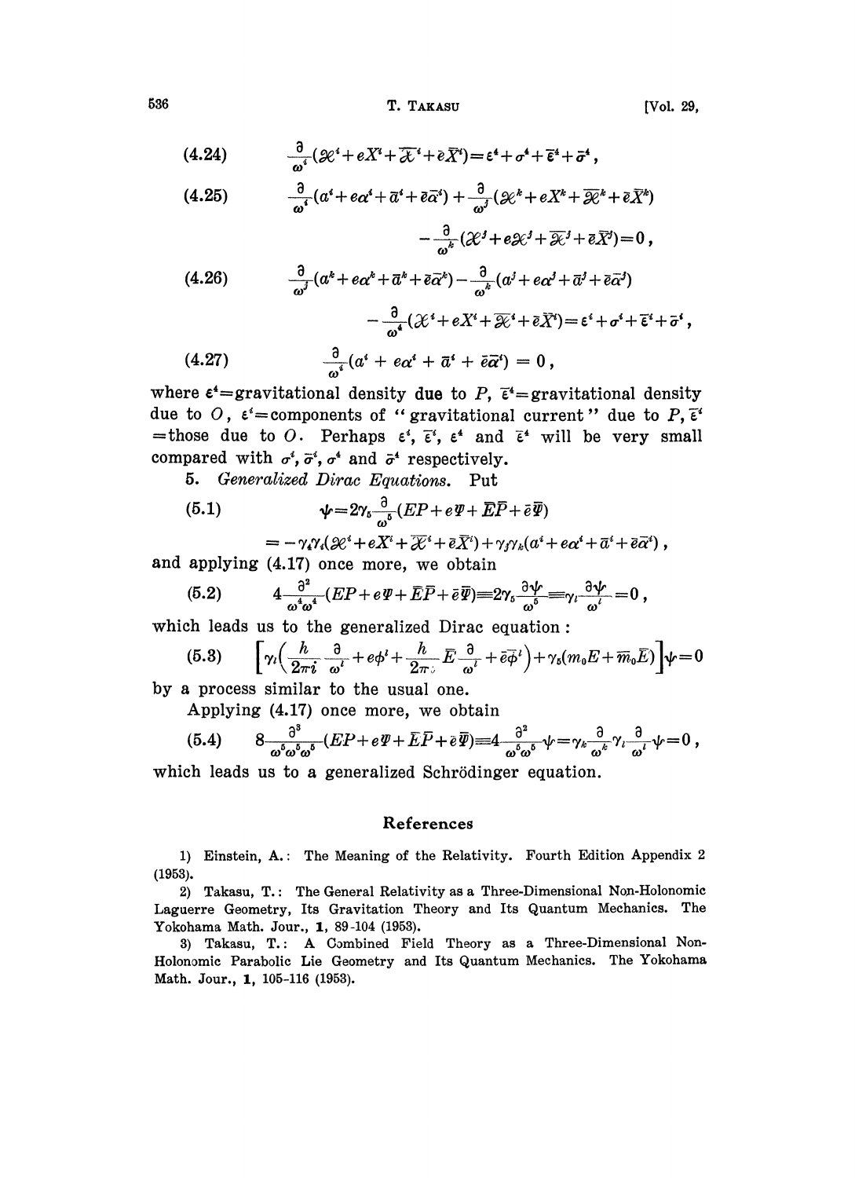$$
(4.24) \qquad \frac{\partial}{\omega^i}(\mathfrak{X}^i + eX^i + \overline{\mathfrak{X}}^i + \bar{e}\overline{X}^i) = \varepsilon^4 + \sigma^4 + \bar{\varepsilon}^4 + \bar{\sigma}^4 ,
$$

$$
(4.25) \qquad \frac{\partial}{\omega^i}(a^i + e\alpha^i + \bar{a}^i + \bar{e}\bar{\alpha}^i) + \frac{\partial}{\omega^j}(\mathfrak{X}^k + eX^k + \overline{\mathfrak{X}}^k + \bar{e}\overline{X}^k) - \frac{\partial}{\omega^k}(\mathfrak{X}^j + e\mathfrak{X}^j + \overline{\mathfrak{X}}^j + \bar{e}\overline{X}^j) = 0 ,
$$

$$
(4.26) \qquad \frac{\partial}{\omega^j}(a^k + e\alpha^k + \bar{a}^k + \bar{e}\bar{\alpha}^k) - \frac{\partial}{\omega^k}(a^j + e\alpha^j + \bar{a}^j + \bar{e}\bar{\alpha}^j) - \frac{\partial}{\omega^4}(\mathfrak{X}^i + eX^i + \overline{\mathfrak{X}}^i + \bar{e}\overline{X}^i) = \varepsilon^i + \sigma^i + \bar{\varepsilon}^i + \bar{\sigma}^i ,
$$

$$
(4.27) \qquad \frac{\partial}{\omega^i}(a^i + e\alpha^i + \bar{a}^i + \bar{e}\bar{\alpha}^i) = 0 ,
$$

where $\varepsilon^4$=gravitational density due to $P$, $\bar{\varepsilon}^4$=gravitational density due to $O$, $\varepsilon^i$=components of "gravitational current" due to $P$, $\bar{\varepsilon}^i$ =those due to $O$. Perhaps $\varepsilon^i$, $\bar{\varepsilon}^i$, $\varepsilon^4$ and $\bar{\varepsilon}^4$ will be very small compared with $\sigma^i$, $\bar{\sigma}^i$, $\sigma^4$ and $\bar{\sigma}^4$ respectively.

5. *Generalized Dirac Equations.* Put

$$
(5.1) \qquad \psi = 2\gamma_5 \frac{\partial}{\omega^5}(EP + e\Psi + \overline{E}\overline{P} + \bar{e}\overline{\Psi})
$$

$$
= -\gamma_4\gamma_i(\mathfrak{X}^i + eX^i + \overline{\mathfrak{X}}^i + \bar{e}\overline{X}^i) + \gamma_j\gamma_k(a^i + e\alpha^i + \bar{a}^i + \bar{e}\bar{\alpha}^i) ,
$$

and applying (4.17) once more, we obtain

$$
(5.2) \qquad 4\frac{\partial^2}{\omega^4\omega^4}(EP + e\Psi + \overline{E}\overline{P} + \bar{e}\overline{\Psi}) \equiv 2\gamma_5 \frac{\partial\psi}{\omega^5} \equiv \gamma_l \frac{\partial\psi}{\omega^l} = 0 ,
$$

which leads us to the generalized Dirac equation:

$$
(5.3) \qquad \left[\gamma_l\left(\frac{h}{2\pi i}\frac{\partial}{\omega^l} + e\phi^l + \frac{h}{2\pi i}\overline{E}\frac{\partial}{\omega^l} + \bar{e}\bar{\phi}^l\right) + \gamma_5(m_0 E + \overline{m}_0\overline{E})\right]\psi = 0
$$

by a process similar to the usual one.

Applying (4.17) once more, we obtain

$$
(5.4) \qquad 8\frac{\partial^3}{\omega^5\omega^5\omega^5}(EP + e\Psi + \overline{E}\overline{P} + \bar{e}\overline{\Psi}) \equiv 4\frac{\partial^2}{\omega^5\omega^5}\psi = \gamma_k\frac{\partial}{\omega^k}\gamma_l\frac{\partial}{\omega^l}\psi = 0 ,
$$

which leads us to a generalized Schrödinger equation.

## References

1) Einstein, A.: The Meaning of the Relativity. Fourth Edition Appendix 2 (1953).

2) Takasu, T.: The General Relativity as a Three-Dimensional Non-Holonomic Laguerre Geometry, Its Gravitation Theory and Its Quantum Mechanics. The Yokohama Math. Jour., 1, 89-104 (1953).

3) Takasu, T.: A Combined Field Theory as a Three-Dimensional Non-Holonomic Parabolic Lie Geometry and Its Quantum Mechanics. The Yokohama Math. Jour., 1, 105-116 (1953).